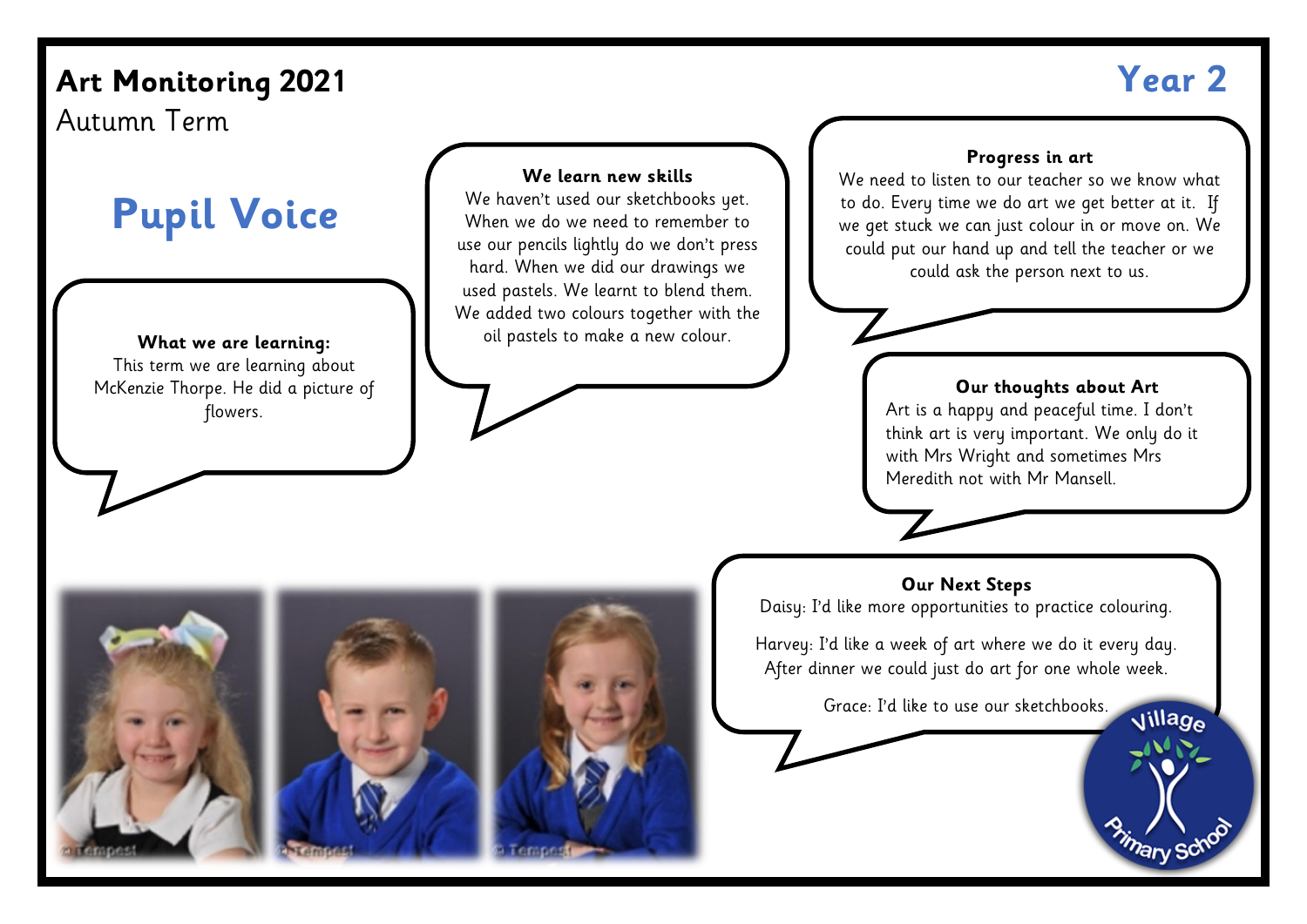# Art Monitoring 2021

Autumn Term

**Year 2**

## Pupil Voice

**What we are learning:**

This term we are learning about McKenzie Thorpe. He did a picture of flowers.

**We learn new skills**

We haven't used our sketchbooks yet. When we do we need to remember to use our pencils lightly do we don't press hard. When we did our drawings we used pastels. We learnt to blend them. We added two colours together with the oil pastels to make a new colour.

**Progress in art**

We need to listen to our teacher so we know what to do. Every time we do art we get better at it. If we get stuck we can just colour in or move on. We could put our hand up and tell the teacher or we could ask the person next to us.

**Our thoughts about Art**

Art is a happy and peaceful time. I don't think art is very important. We only do it with Mrs Wright and sometimes Mrs Meredith not with Mr Mansell.

**Our Next Steps**

Daisy: I'd like more opportunities to practice colouring.

Harvey: I'd like a week of art where we do it every day. After dinner we could just do art for one whole week.

Grace: I'd like to use our sketchbooks.

Village Primary School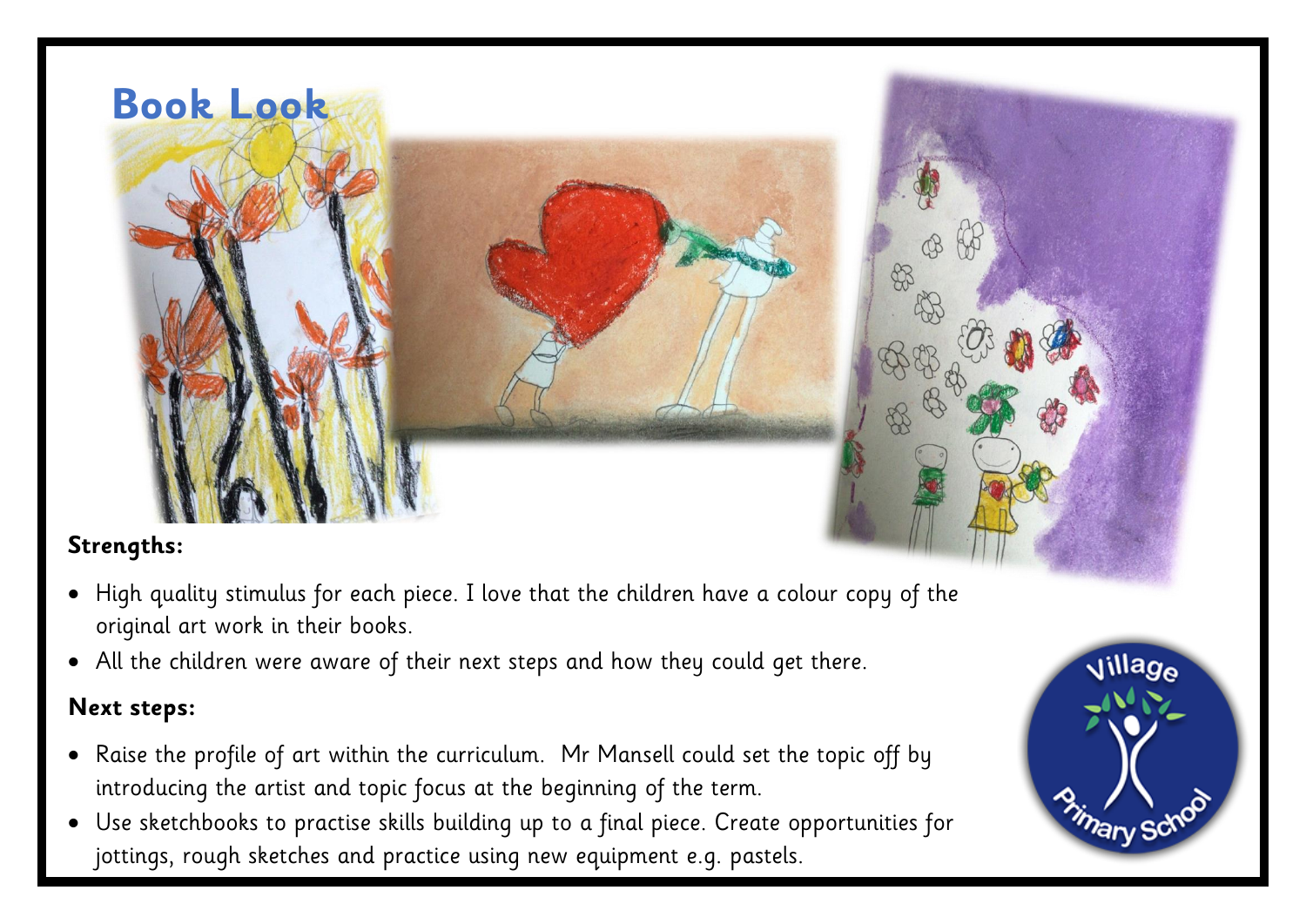# Book Look

**Strengths:**

- High quality stimulus for each piece. I love that the children have a colour copy of the original art work in their books.
- All the children were aware of their next steps and how they could get there.

**Next steps:**

- Raise the profile of art within the curriculum. Mr Mansell could set the topic off by introducing the artist and topic focus at the beginning of the term.
- Use sketchbooks to practise skills building up to a final piece. Create opportunities for jottings, rough sketches and practice using new equipment e.g. pastels.